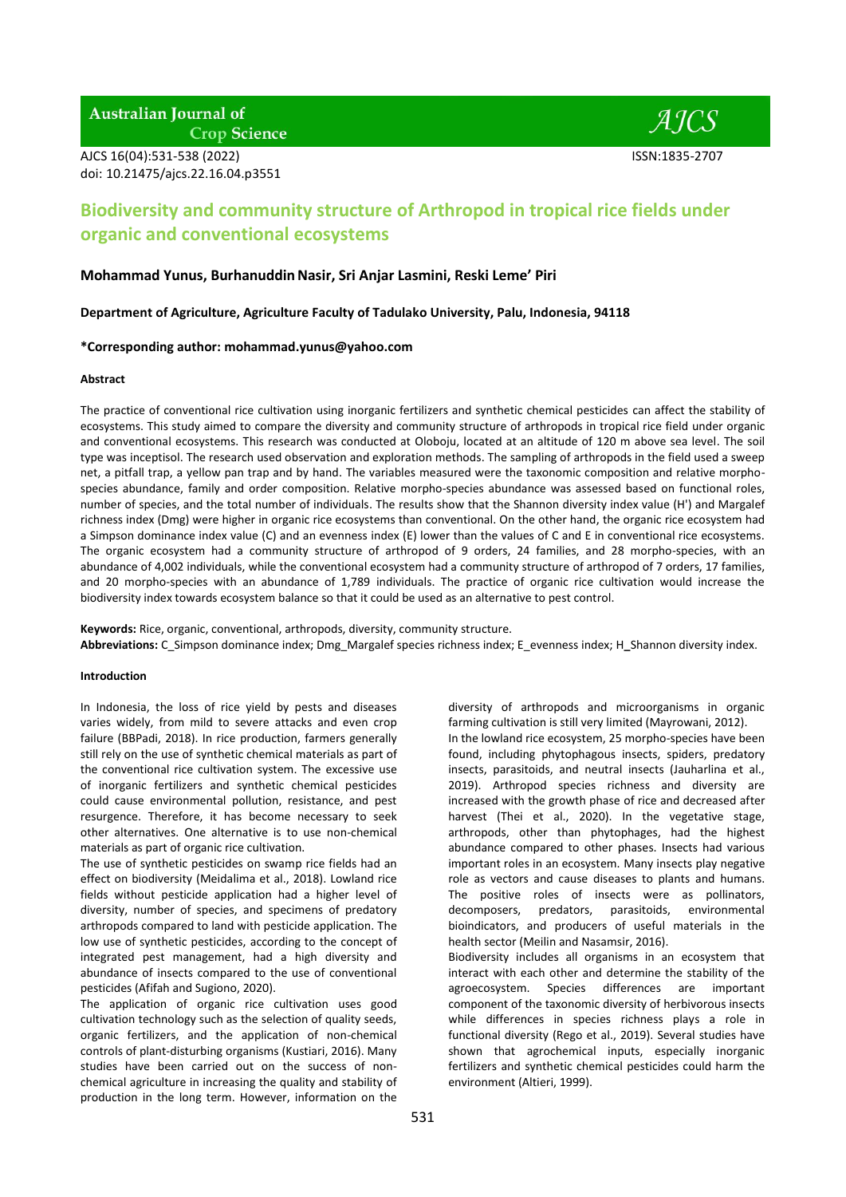# Biodiversity and community structure of Arthropod in tropical rice fields under organic and conventional ecosystems

**Mohammad Yunus, Burhanuddin Nasir, Sri Anjar Lasmini, Reski Leme' Piri**

**Department of Agriculture, Agriculture Faculty of Tadulako University, Palu, Indonesia, 94118**

**\*Corresponding author: mohammad.yunus@yahoo.com**

#### Abstract

The practice of conventional rice cultivation using inorganic fertilizers and synthetic chemical pesticides can affect the stability of ecosystems. This study aimed to compare the diversity and community structure of arthropods in tropical rice field under organic and conventional ecosystems. This research was conducted at Oloboju, located at an altitude of 120 m above sea level. The soil type was inceptisol. The research used observation and exploration methods. The sampling of arthropods in the field used a sweep net, a pitfall trap, a yellow pan trap and by hand. The variables measured were the taxonomic composition and relative morpho-species abundance, family and order composition. Relative morpho-species abundance was assessed based on functional roles, number of species, and the total number of individuals. The results show that the Shannon diversity index value (H') and Margalef richness index (Dmg) were higher in organic rice ecosystems than conventional. On the other hand, the organic rice ecosystem had a Simpson dominance index value (C) and an evenness index (E) lower than the values of C and E in conventional rice ecosystems. The organic ecosystem had a community structure of arthropod of 9 orders, 24 families, and 28 morpho-species, with an abundance of 4,002 individuals, while the conventional ecosystem had a community structure of arthropod of 7 orders, 17 families, and 20 morpho-species with an abundance of 1,789 individuals. The practice of organic rice cultivation would increase the biodiversity index towards ecosystem balance so that it could be used as an alternative to pest control.

**Keywords:** Rice, organic, conventional, arthropods, diversity, community structure.
**Abbreviations:** C_Simpson dominance index; Dmg_Margalef species richness index; E_evenness index; H_Shannon diversity index.

#### Introduction

In Indonesia, the loss of rice yield by pests and diseases varies widely, from mild to severe attacks and even crop failure (BBPadi, 2018). In rice production, farmers generally still rely on the use of synthetic chemical materials as part of the conventional rice cultivation system. The excessive use of inorganic fertilizers and synthetic chemical pesticides could cause environmental pollution, resistance, and pest resurgence. Therefore, it has become necessary to seek other alternatives. One alternative is to use non-chemical materials as part of organic rice cultivation.

The use of synthetic pesticides on swamp rice fields had an effect on biodiversity (Meidalima et al., 2018). Lowland rice fields without pesticide application had a higher level of diversity, number of species, and specimens of predatory arthropods compared to land with pesticide application. The low use of synthetic pesticides, according to the concept of integrated pest management, had a high diversity and abundance of insects compared to the use of conventional pesticides (Afifah and Sugiono, 2020).

The application of organic rice cultivation uses good cultivation technology such as the selection of quality seeds, organic fertilizers, and the application of non-chemical controls of plant-disturbing organisms (Kustiari, 2016). Many studies have been carried out on the success of non-chemical agriculture in increasing the quality and stability of production in the long term. However, information on the diversity of arthropods and microorganisms in organic farming cultivation is still very limited (Mayrowani, 2012).

In the lowland rice ecosystem, 25 morpho-species have been found, including phytophagous insects, spiders, predatory insects, parasitoids, and neutral insects (Jauharlina et al., 2019). Arthropod species richness and diversity are increased with the growth phase of rice and decreased after harvest (Thei et al., 2020). In the vegetative stage, arthropods, other than phytophages, had the highest abundance compared to other phases. Insects had various important roles in an ecosystem. Many insects play negative role as vectors and cause diseases to plants and humans. The positive roles of insects were as pollinators, decomposers, predators, parasitoids, environmental bioindicators, and producers of useful materials in the health sector (Meilin and Nasamsir, 2016).

Biodiversity includes all organisms in an ecosystem that interact with each other and determine the stability of the agroecosystem. Species differences are important component of the taxonomic diversity of herbivorous insects while differences in species richness plays a role in functional diversity (Rego et al., 2019). Several studies have shown that agrochemical inputs, especially inorganic fertilizers and synthetic chemical pesticides could harm the environment (Altieri, 1999).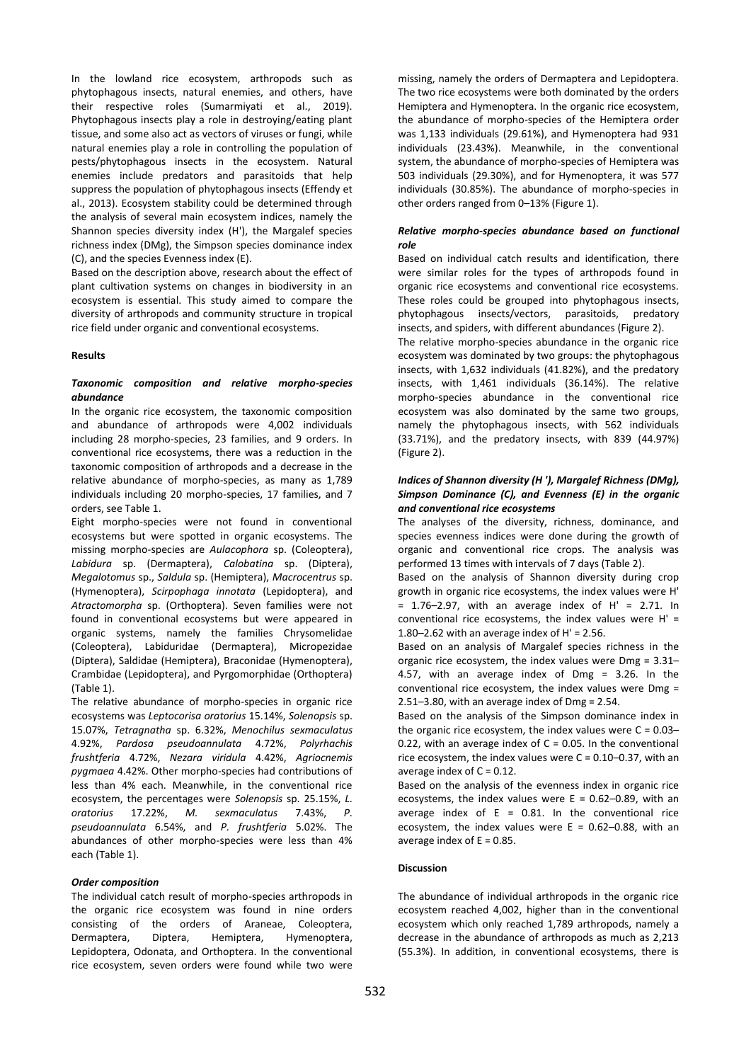In the lowland rice ecosystem, arthropods such as phytophagous insects, natural enemies, and others, have their respective roles (Sumarmiyati et al., 2019). Phytophagous insects play a role in destroying/eating plant tissue, and some also act as vectors of viruses or fungi, while natural enemies play a role in controlling the population of pests/phytophagous insects in the ecosystem. Natural enemies include predators and parasitoids that help suppress the population of phytophagous insects (Effendy et al., 2013). Ecosystem stability could be determined through the analysis of several main ecosystem indices, namely the Shannon species diversity index (H'), the Margalef species richness index (DMg), the Simpson species dominance index (C), and the species Evenness index (E).

Based on the description above, research about the effect of plant cultivation systems on changes in biodiversity in an ecosystem is essential. This study aimed to compare the diversity of arthropods and community structure in tropical rice field under organic and conventional ecosystems.

## Results

### *Taxonomic composition and relative morpho-species abundance*

In the organic rice ecosystem, the taxonomic composition and abundance of arthropods were 4,002 individuals including 28 morpho-species, 23 families, and 9 orders. In conventional rice ecosystems, there was a reduction in the taxonomic composition of arthropods and a decrease in the relative abundance of morpho-species, as many as 1,789 individuals including 20 morpho-species, 17 families, and 7 orders, see Table 1.

Eight morpho-species were not found in conventional ecosystems but were spotted in organic ecosystems. The missing morpho-species are *Aulacophora* sp. (Coleoptera), *Labidura* sp. (Dermaptera), *Calobatina* sp. (Diptera), *Megalotomus* sp., *Saldula* sp. (Hemiptera), *Macrocentrus* sp. (Hymenoptera), *Scirpophaga innotata* (Lepidoptera), and *Atractomorpha* sp. (Orthoptera). Seven families were not found in conventional ecosystems but were appeared in organic systems, namely the families Chrysomelidae (Coleoptera), Labiduridae (Dermaptera), Micropezidae (Diptera), Saldidae (Hemiptera), Braconidae (Hymenoptera), Crambidae (Lepidoptera), and Pyrgomorphidae (Orthoptera) (Table 1).

The relative abundance of morpho-species in organic rice ecosystems was *Leptocorisa oratorius* 15.14%, *Solenopsis* sp. 15.07%, *Tetragnatha* sp. 6.32%, *Menochilus sexmaculatus* 4.92%, *Pardosa pseudoannulata* 4.72%, *Polyrhachis frushtferia* 4.72%, *Nezara viridula* 4.42%, *Agriocnemis pygmaea* 4.42%. Other morpho-species had contributions of less than 4% each. Meanwhile, in the conventional rice ecosystem, the percentages were *Solenopsis* sp. 25.15%, *L. oratorius* 17.22%, *M. sexmaculatus* 7.43%, *P. pseudoannulata* 6.54%, and *P. frushtferia* 5.02%. The abundances of other morpho-species were less than 4% each (Table 1).

### *Order composition*

The individual catch result of morpho-species arthropods in the organic rice ecosystem was found in nine orders consisting of the orders of Araneae, Coleoptera, Dermaptera, Diptera, Hemiptera, Hymenoptera, Lepidoptera, Odonata, and Orthoptera. In the conventional rice ecosystem, seven orders were found while two were missing, namely the orders of Dermaptera and Lepidoptera. The two rice ecosystems were both dominated by the orders Hemiptera and Hymenoptera. In the organic rice ecosystem, the abundance of morpho-species of the Hemiptera order was 1,133 individuals (29.61%), and Hymenoptera had 931 individuals (23.43%). Meanwhile, in the conventional system, the abundance of morpho-species of Hemiptera was 503 individuals (29.30%), and for Hymenoptera, it was 577 individuals (30.85%). The abundance of morpho-species in other orders ranged from 0–13% (Figure 1).

### *Relative morpho-species abundance based on functional role*

Based on individual catch results and identification, there were similar roles for the types of arthropods found in organic rice ecosystems and conventional rice ecosystems. These roles could be grouped into phytophagous insects, phytophagous insects/vectors, parasitoids, predatory insects, and spiders, with different abundances (Figure 2).

The relative morpho-species abundance in the organic rice ecosystem was dominated by two groups: the phytophagous insects, with 1,632 individuals (41.82%), and the predatory insects, with 1,461 individuals (36.14%). The relative morpho-species abundance in the conventional rice ecosystem was also dominated by the same two groups, namely the phytophagous insects, with 562 individuals (33.71%), and the predatory insects, with 839 (44.97%) (Figure 2).

### *Indices of Shannon diversity (H '), Margalef Richness (DMg), Simpson Dominance (C), and Evenness (E) in the organic and conventional rice ecosystems*

The analyses of the diversity, richness, dominance, and species evenness indices were done during the growth of organic and conventional rice crops. The analysis was performed 13 times with intervals of 7 days (Table 2).

Based on the analysis of Shannon diversity during crop growth in organic rice ecosystems, the index values were H' = 1.76–2.97, with an average index of H' = 2.71. In conventional rice ecosystems, the index values were H' = 1.80–2.62 with an average index of H' = 2.56.

Based on an analysis of Margalef species richness in the organic rice ecosystem, the index values were Dmg = 3.31–4.57, with an average index of Dmg = 3.26. In the conventional rice ecosystem, the index values were Dmg = 2.51–3.80, with an average index of Dmg = 2.54.

Based on the analysis of the Simpson dominance index in the organic rice ecosystem, the index values were C = 0.03–0.22, with an average index of C = 0.05. In the conventional rice ecosystem, the index values were C = 0.10–0.37, with an average index of C = 0.12.

Based on the analysis of the evenness index in organic rice ecosystems, the index values were E = 0.62–0.89, with an average index of E = 0.81. In the conventional rice ecosystem, the index values were E = 0.62–0.88, with an average index of E = 0.85.

## Discussion

The abundance of individual arthropods in the organic rice ecosystem reached 4,002, higher than in the conventional ecosystem which only reached 1,789 arthropods, namely a decrease in the abundance of arthropods as much as 2,213 (55.3%). In addition, in conventional ecosystems, there is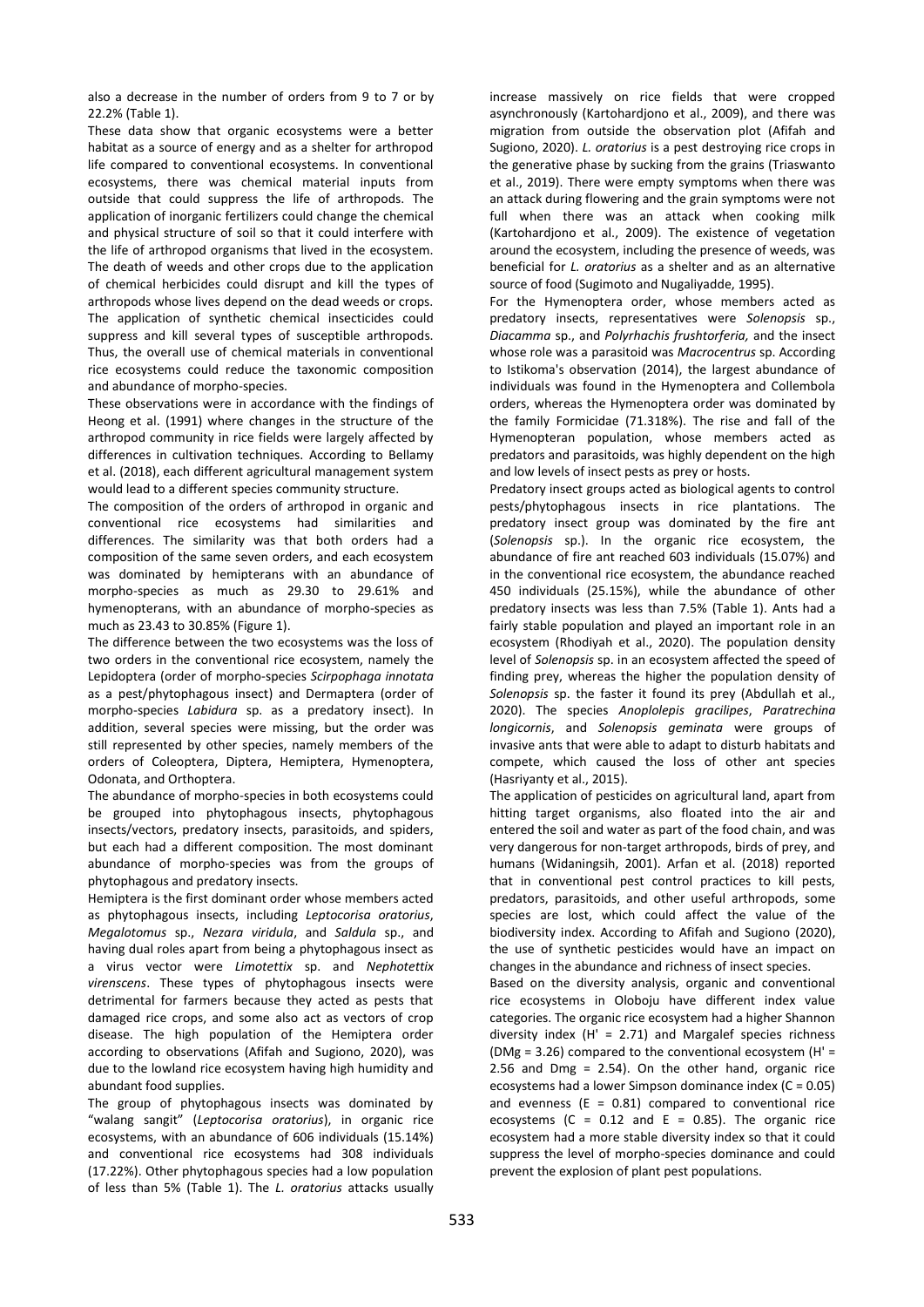also a decrease in the number of orders from 9 to 7 or by 22.2% (Table 1).

These data show that organic ecosystems were a better habitat as a source of energy and as a shelter for arthropod life compared to conventional ecosystems. In conventional ecosystems, there was chemical material inputs from outside that could suppress the life of arthropods. The application of inorganic fertilizers could change the chemical and physical structure of soil so that it could interfere with the life of arthropod organisms that lived in the ecosystem. The death of weeds and other crops due to the application of chemical herbicides could disrupt and kill the types of arthropods whose lives depend on the dead weeds or crops. The application of synthetic chemical insecticides could suppress and kill several types of susceptible arthropods. Thus, the overall use of chemical materials in conventional rice ecosystems could reduce the taxonomic composition and abundance of morpho-species.

These observations were in accordance with the findings of Heong et al. (1991) where changes in the structure of the arthropod community in rice fields were largely affected by differences in cultivation techniques. According to Bellamy et al. (2018), each different agricultural management system would lead to a different species community structure.

The composition of the orders of arthropod in organic and conventional rice ecosystems had similarities and differences. The similarity was that both orders had a composition of the same seven orders, and each ecosystem was dominated by hemipterans with an abundance of morpho-species as much as 29.30 to 29.61% and hymenopterans, with an abundance of morpho-species as much as 23.43 to 30.85% (Figure 1).

The difference between the two ecosystems was the loss of two orders in the conventional rice ecosystem, namely the Lepidoptera (order of morpho-species *Scirpophaga innotata* as a pest/phytophagous insect) and Dermaptera (order of morpho-species *Labidura* sp. as a predatory insect). In addition, several species were missing, but the order was still represented by other species, namely members of the orders of Coleoptera, Diptera, Hemiptera, Hymenoptera, Odonata, and Orthoptera.

The abundance of morpho-species in both ecosystems could be grouped into phytophagous insects, phytophagous insects/vectors, predatory insects, parasitoids, and spiders, but each had a different composition. The most dominant abundance of morpho-species was from the groups of phytophagous and predatory insects.

Hemiptera is the first dominant order whose members acted as phytophagous insects, including *Leptocorisa oratorius*, *Megalotomus* sp., *Nezara viridula*, and *Saldula* sp., and having dual roles apart from being a phytophagous insect as a virus vector were *Limotettix* sp. and *Nephotettix virenscens*. These types of phytophagous insects were detrimental for farmers because they acted as pests that damaged rice crops, and some also act as vectors of crop disease. The high population of the Hemiptera order according to observations (Afifah and Sugiono, 2020), was due to the lowland rice ecosystem having high humidity and abundant food supplies.

The group of phytophagous insects was dominated by "walang sangit" (*Leptocorisa oratorius*), in organic rice ecosystems, with an abundance of 606 individuals (15.14%) and conventional rice ecosystems had 308 individuals (17.22%). Other phytophagous species had a low population of less than 5% (Table 1). The *L. oratorius* attacks usually increase massively on rice fields that were cropped asynchronously (Kartohardjono et al., 2009), and there was migration from outside the observation plot (Afifah and Sugiono, 2020). *L. oratorius* is a pest destroying rice crops in the generative phase by sucking from the grains (Triaswanto et al., 2019). There were empty symptoms when there was an attack during flowering and the grain symptoms were not full when there was an attack when cooking milk (Kartohardjono et al., 2009). The existence of vegetation around the ecosystem, including the presence of weeds, was beneficial for *L. oratorius* as a shelter and as an alternative source of food (Sugimoto and Nugaliyadde, 1995).

For the Hymenoptera order, whose members acted as predatory insects, representatives were *Solenopsis* sp., *Diacamma* sp., and *Polyrhachis frushtorferia,* and the insect whose role was a parasitoid was *Macrocentrus* sp. According to Istikoma's observation (2014), the largest abundance of individuals was found in the Hymenoptera and Collembola orders, whereas the Hymenoptera order was dominated by the family Formicidae (71.318%). The rise and fall of the Hymenopteran population, whose members acted as predators and parasitoids, was highly dependent on the high and low levels of insect pests as prey or hosts.

Predatory insect groups acted as biological agents to control pests/phytophagous insects in rice plantations. The predatory insect group was dominated by the fire ant (*Solenopsis* sp.). In the organic rice ecosystem, the abundance of fire ant reached 603 individuals (15.07%) and in the conventional rice ecosystem, the abundance reached 450 individuals (25.15%), while the abundance of other predatory insects was less than 7.5% (Table 1). Ants had a fairly stable population and played an important role in an ecosystem (Rhodiyah et al., 2020). The population density level of *Solenopsis* sp. in an ecosystem affected the speed of finding prey, whereas the higher the population density of *Solenopsis* sp. the faster it found its prey (Abdullah et al., 2020). The species *Anoplolepis gracilipes*, *Paratrechina longicornis*, and *Solenopsis geminata* were groups of invasive ants that were able to adapt to disturb habitats and compete, which caused the loss of other ant species (Hasriyanty et al., 2015).

The application of pesticides on agricultural land, apart from hitting target organisms, also floated into the air and entered the soil and water as part of the food chain, and was very dangerous for non-target arthropods, birds of prey, and humans (Widaningsih, 2001). Arfan et al. (2018) reported that in conventional pest control practices to kill pests, predators, parasitoids, and other useful arthropods, some species are lost, which could affect the value of the biodiversity index. According to Afifah and Sugiono (2020), the use of synthetic pesticides would have an impact on changes in the abundance and richness of insect species.

Based on the diversity analysis, organic and conventional rice ecosystems in Oloboju have different index value categories. The organic rice ecosystem had a higher Shannon diversity index ($H' = 2.71$) and Margalef species richness ($DMg = 3.26$) compared to the conventional ecosystem ($H' = 2.56$ and $Dmg = 2.54$). On the other hand, organic rice ecosystems had a lower Simpson dominance index ($C = 0.05$) and evenness ($E = 0.81$) compared to conventional rice ecosystems ($C = 0.12$ and $E = 0.85$). The organic rice ecosystem had a more stable diversity index so that it could suppress the level of morpho-species dominance and could prevent the explosion of plant pest populations.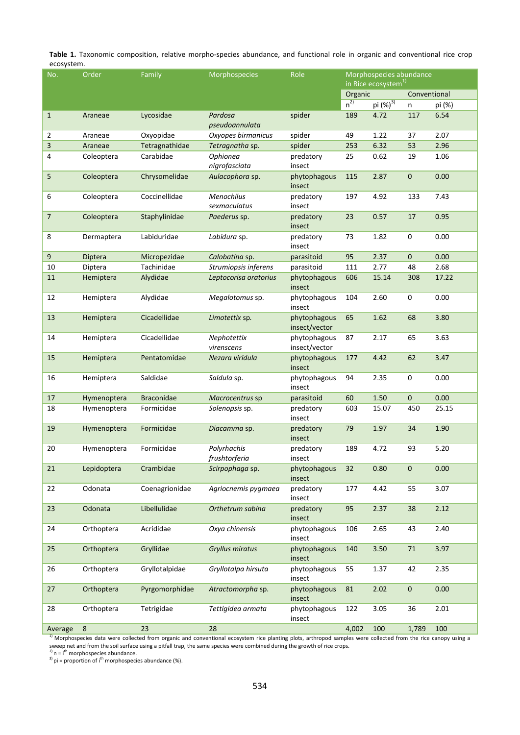**Table 1.** Taxonomic composition, relative morpho-species abundance, and functional role in organic and conventional rice crop ecosystem.

| No. | Order | Family | Morphospecies | Role | Morphospecies abundance in Rice ecosystem[1] | | | |
|---|---|---|---|---|---|---|---|---|
| | | | | | Organic | | Conventional | |
| | | | | | n[2] | pi (%)[3] | n | pi (%) |
| 1 | Araneae | Lycosidae | *Pardosa pseudoannulata* | spider | 189 | 4.72 | 117 | 6.54 |
| 2 | Araneae | Oxyopidae | *Oxyopes birmanicus* | spider | 49 | 1.22 | 37 | 2.07 |
| 3 | Araneae | Tetragnathidae | *Tetragnatha* sp. | spider | 253 | 6.32 | 53 | 2.96 |
| 4 | Coleoptera | Carabidae | *Ophionea nigrofasciata* | predatory insect | 25 | 0.62 | 19 | 1.06 |
| 5 | Coleoptera | Chrysomelidae | *Aulacophora* sp. | phytophagous insect | 115 | 2.87 | 0 | 0.00 |
| 6 | Coleoptera | Coccinellidae | *Menochilus sexmaculatus* | predatory insect | 197 | 4.92 | 133 | 7.43 |
| 7 | Coleoptera | Staphylinidae | *Paederus* sp. | predatory insect | 23 | 0.57 | 17 | 0.95 |
| 8 | Dermaptera | Labiduridae | *Labidura* sp. | predatory insect | 73 | 1.82 | 0 | 0.00 |
| 9 | Diptera | Micropezidae | *Calobatina* sp. | parasitoid | 95 | 2.37 | 0 | 0.00 |
| 10 | Diptera | Tachinidae | *Strumiopsis inferens* | parasitoid | 111 | 2.77 | 48 | 2.68 |
| 11 | Hemiptera | Alydidae | *Leptocorisa oratorius* | phytophagous insect | 606 | 15.14 | 308 | 17.22 |
| 12 | Hemiptera | Alydidae | *Megalotomus* sp. | phytophagous insect | 104 | 2.60 | 0 | 0.00 |
| 13 | Hemiptera | Cicadellidae | *Limotettix* sp. | phytophagous insect/vector | 65 | 1.62 | 68 | 3.80 |
| 14 | Hemiptera | Cicadellidae | *Nephotettix virenscens* | phytophagous insect/vector | 87 | 2.17 | 65 | 3.63 |
| 15 | Hemiptera | Pentatomidae | *Nezara viridula* | phytophagous insect | 177 | 4.42 | 62 | 3.47 |
| 16 | Hemiptera | Saldidae | *Saldula* sp. | phytophagous insect | 94 | 2.35 | 0 | 0.00 |
| 17 | Hymenoptera | Braconidae | *Macrocentrus* sp | parasitoid | 60 | 1.50 | 0 | 0.00 |
| 18 | Hymenoptera | Formicidae | *Solenopsis* sp. | predatory insect | 603 | 15.07 | 450 | 25.15 |
| 19 | Hymenoptera | Formicidae | *Diacamma* sp. | predatory insect | 79 | 1.97 | 34 | 1.90 |
| 20 | Hymenoptera | Formicidae | *Polyrhachis frushtorferia* | predatory insect | 189 | 4.72 | 93 | 5.20 |
| 21 | Lepidoptera | Crambidae | *Scirpophaga* sp. | phytophagous insect | 32 | 0.80 | 0 | 0.00 |
| 22 | Odonata | Coenagrionidae | *Agriocnemis pygmaea* | predatory insect | 177 | 4.42 | 55 | 3.07 |
| 23 | Odonata | Libellulidae | *Orthetrum sabina* | predatory insect | 95 | 2.37 | 38 | 2.12 |
| 24 | Orthoptera | Acrididae | *Oxya chinensis* | phytophagous insect | 106 | 2.65 | 43 | 2.40 |
| 25 | Orthoptera | Gryllidae | *Gryllus miratus* | phytophagous insect | 140 | 3.50 | 71 | 3.97 |
| 26 | Orthoptera | Gryllotalpidae | *Gryllotalpa hirsuta* | phytophagous insect | 55 | 1.37 | 42 | 2.35 |
| 27 | Orthoptera | Pyrgomorphidae | *Atractomorpha* sp. | phytophagous insect | 81 | 2.02 | 0 | 0.00 |
| 28 | Orthoptera | Tetrigidae | *Tettigidea armata* | phytophagous insect | 122 | 3.05 | 36 | 2.01 |
| Average | 8 | 23 | 28 | | 4,002 | 100 | 1,789 | 100 |

[1] Morphospecies data were collected from organic and conventional ecosystem rice planting plots, arthropod samples were collected from the rice canopy using a sweep net and from the soil surface using a pitfall trap, the same species were combined during the growth of rice crops.
[2] n = i[th] morphospecies abundance.
[3] pi = proportion of i[th] morphospecies abundance (%).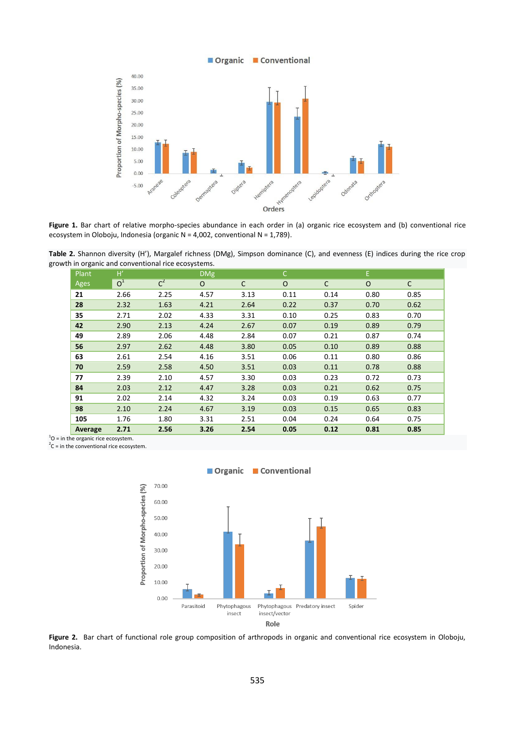**Figure 1.** Bar chart of relative morpho-species abundance in each order in (a) organic rice ecosystem and (b) conventional rice ecosystem in Oloboju, Indonesia (organic N = 4,002, conventional N = 1,789).

**Table 2.** Shannon diversity (H'), Margalef richness (DMg), Simpson dominance (C), and evenness (E) indices during the rice crop growth in organic and conventional rice ecosystems.

| Plant Ages | H' | | DMg | | C | | E | |
|---|---|---|---|---|---|---|---|---|
| | O[1] | C[2] | O | C | O | C | O | C |
| **21** | 2.66 | 2.25 | 4.57 | 3.13 | 0.11 | 0.14 | 0.80 | 0.85 |
| **28** | 2.32 | 1.63 | 4.21 | 2.64 | 0.22 | 0.37 | 0.70 | 0.62 |
| **35** | 2.71 | 2.02 | 4.33 | 3.31 | 0.10 | 0.25 | 0.83 | 0.70 |
| **42** | 2.90 | 2.13 | 4.24 | 2.67 | 0.07 | 0.19 | 0.89 | 0.79 |
| **49** | 2.89 | 2.06 | 4.48 | 2.84 | 0.07 | 0.21 | 0.87 | 0.74 |
| **56** | 2.97 | 2.62 | 4.48 | 3.80 | 0.05 | 0.10 | 0.89 | 0.88 |
| **63** | 2.61 | 2.54 | 4.16 | 3.51 | 0.06 | 0.11 | 0.80 | 0.86 |
| **70** | 2.59 | 2.58 | 4.50 | 3.51 | 0.03 | 0.11 | 0.78 | 0.88 |
| **77** | 2.39 | 2.10 | 4.57 | 3.30 | 0.03 | 0.23 | 0.72 | 0.73 |
| **84** | 2.03 | 2.12 | 4.47 | 3.28 | 0.03 | 0.21 | 0.62 | 0.75 |
| **91** | 2.02 | 2.14 | 4.32 | 3.24 | 0.03 | 0.19 | 0.63 | 0.77 |
| **98** | 2.10 | 2.24 | 4.67 | 3.19 | 0.03 | 0.15 | 0.65 | 0.83 |
| **105** | 1.76 | 1.80 | 3.31 | 2.51 | 0.04 | 0.24 | 0.64 | 0.75 |
| **Average** | **2.71** | **2.56** | **3.26** | **2.54** | **0.05** | **0.12** | **0.81** | **0.85** |

[1]O = in the organic rice ecosystem.
[2]C = in the conventional rice ecosystem.

**Figure 2.** Bar chart of functional role group composition of arthropods in organic and conventional rice ecosystem in Oloboju, Indonesia.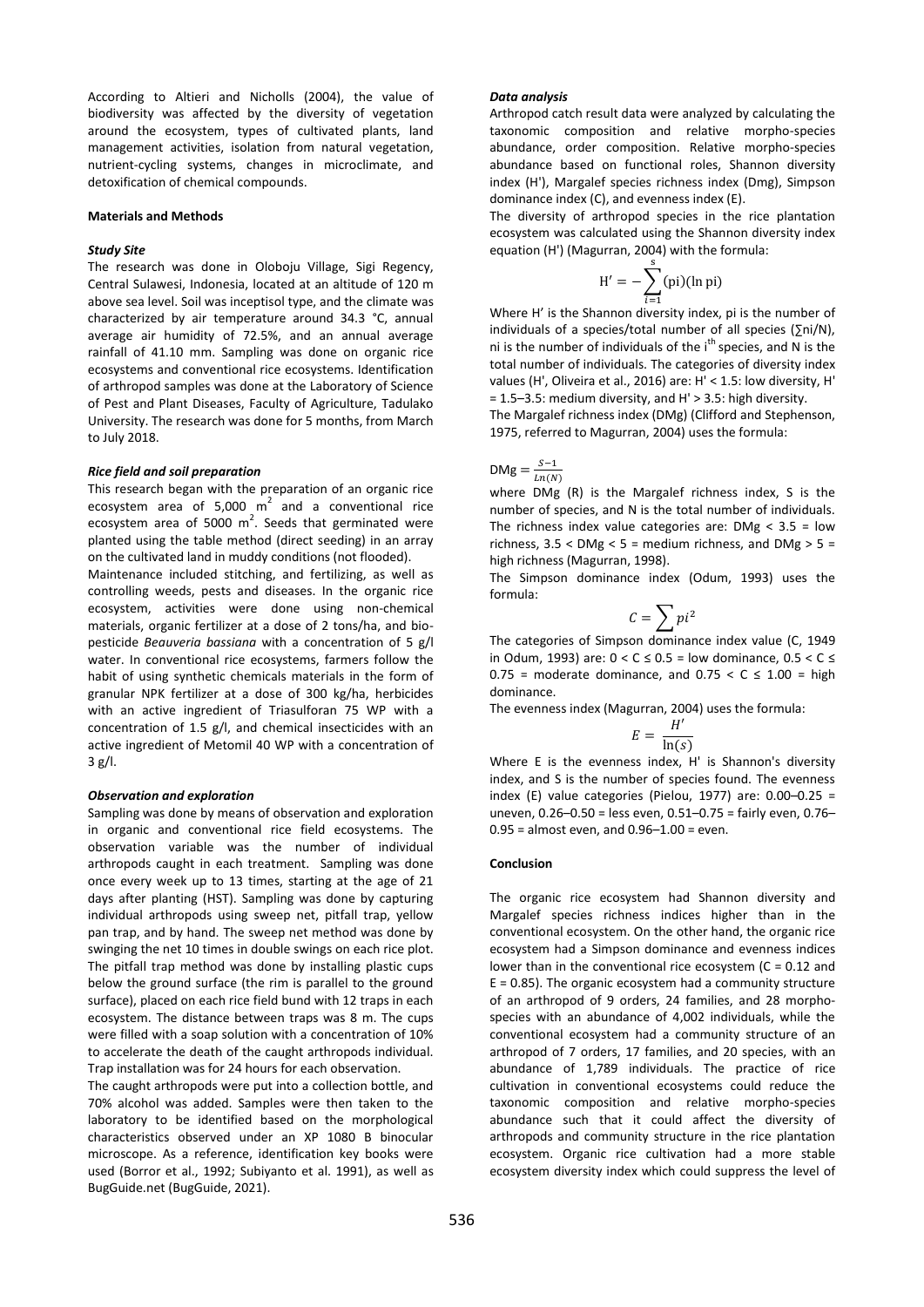According to Altieri and Nicholls (2004), the value of biodiversity was affected by the diversity of vegetation around the ecosystem, types of cultivated plants, land management activities, isolation from natural vegetation, nutrient-cycling systems, changes in microclimate, and detoxification of chemical compounds.

## Materials and Methods

### *Study Site*

The research was done in Oloboju Village, Sigi Regency, Central Sulawesi, Indonesia, located at an altitude of 120 m above sea level. Soil was inceptisol type, and the climate was characterized by air temperature around 34.3 °C, annual average air humidity of 72.5%, and an annual average rainfall of 41.10 mm. Sampling was done on organic rice ecosystems and conventional rice ecosystems. Identification of arthropod samples was done at the Laboratory of Science of Pest and Plant Diseases, Faculty of Agriculture, Tadulako University. The research was done for 5 months, from March to July 2018.

### *Rice field and soil preparation*

This research began with the preparation of an organic rice ecosystem area of 5,000 $m^2$ and a conventional rice ecosystem area of 5000 $m^2$. Seeds that germinated were planted using the table method (direct seeding) in an array on the cultivated land in muddy conditions (not flooded).

Maintenance included stitching, and fertilizing, as well as controlling weeds, pests and diseases. In the organic rice ecosystem, activities were done using non-chemical materials, organic fertilizer at a dose of 2 tons/ha, and bio-pesticide *Beauveria bassiana* with a concentration of 5 g/l water. In conventional rice ecosystems, farmers follow the habit of using synthetic chemicals materials in the form of granular NPK fertilizer at a dose of 300 kg/ha, herbicides with an active ingredient of Triasulforan 75 WP with a concentration of 1.5 g/l, and chemical insecticides with an active ingredient of Metomil 40 WP with a concentration of 3 g/l.

### *Observation and exploration*

Sampling was done by means of observation and exploration in organic and conventional rice field ecosystems. The observation variable was the number of individual arthropods caught in each treatment. Sampling was done once every week up to 13 times, starting at the age of 21 days after planting (HST). Sampling was done by capturing individual arthropods using sweep net, pitfall trap, yellow pan trap, and by hand. The sweep net method was done by swinging the net 10 times in double swings on each rice plot. The pitfall trap method was done by installing plastic cups below the ground surface (the rim is parallel to the ground surface), placed on each rice field bund with 12 traps in each ecosystem. The distance between traps was 8 m. The cups were filled with a soap solution with a concentration of 10% to accelerate the death of the caught arthropods individual. Trap installation was for 24 hours for each observation.

The caught arthropods were put into a collection bottle, and 70% alcohol was added. Samples were then taken to the laboratory to be identified based on the morphological characteristics observed under an XP 1080 B binocular microscope. As a reference, identification key books were used (Borror et al., 1992; Subiyanto et al. 1991), as well as BugGuide.net (BugGuide, 2021).

### *Data analysis*

Arthropod catch result data were analyzed by calculating the taxonomic composition and relative morpho-species abundance, order composition. Relative morpho-species abundance based on functional roles, Shannon diversity index (H'), Margalef species richness index (Dmg), Simpson dominance index (C), and evenness index (E).

The diversity of arthropod species in the rice plantation ecosystem was calculated using the Shannon diversity index equation (H') (Magurran, 2004) with the formula:

$$H' = -\sum_{i=1}^{s}(\text{pi})(\ln \text{pi})$$

Where H' is the Shannon diversity index, pi is the number of individuals of a species/total number of all species (∑ni/N), ni is the number of individuals of the $i^{th}$ species, and N is the total number of individuals. The categories of diversity index values (H', Oliveira et al., 2016) are: H' < 1.5: low diversity, H' = 1.5–3.5: medium diversity, and H' > 3.5: high diversity.

The Margalef richness index (DMg) (Clifford and Stephenson, 1975, referred to Magurran, 2004) uses the formula:

$$\text{DMg} = \frac{S-1}{Ln(N)}$$

where DMg (R) is the Margalef richness index, S is the number of species, and N is the total number of individuals. The richness index value categories are: DMg < 3.5 = low richness, 3.5 < DMg < 5 = medium richness, and DMg > 5 = high richness (Magurran, 1998).

The Simpson dominance index (Odum, 1993) uses the formula:

$$C = \sum pi^2$$

The categories of Simpson dominance index value (C, 1949 in Odum, 1993) are: 0 < C ≤ 0.5 = low dominance, 0.5 < C ≤ 0.75 = moderate dominance, and 0.75 < C ≤ 1.00 = high dominance.

The evenness index (Magurran, 2004) uses the formula:

$$E = \frac{H'}{\ln(s)}$$

Where E is the evenness index, H' is Shannon's diversity index, and S is the number of species found. The evenness index (E) value categories (Pielou, 1977) are: 0.00–0.25 = uneven, 0.26–0.50 = less even, 0.51–0.75 = fairly even, 0.76–0.95 = almost even, and 0.96–1.00 = even.

## Conclusion

The organic rice ecosystem had Shannon diversity and Margalef species richness indices higher than in the conventional ecosystem. On the other hand, the organic rice ecosystem had a Simpson dominance and evenness indices lower than in the conventional rice ecosystem (C = 0.12 and E = 0.85). The organic ecosystem had a community structure of an arthropod of 9 orders, 24 families, and 28 morpho-species with an abundance of 4,002 individuals, while the conventional ecosystem had a community structure of an arthropod of 7 orders, 17 families, and 20 species, with an abundance of 1,789 individuals. The practice of rice cultivation in conventional ecosystems could reduce the taxonomic composition and relative morpho-species abundance such that it could affect the diversity of arthropods and community structure in the rice plantation ecosystem. Organic rice cultivation had a more stable ecosystem diversity index which could suppress the level of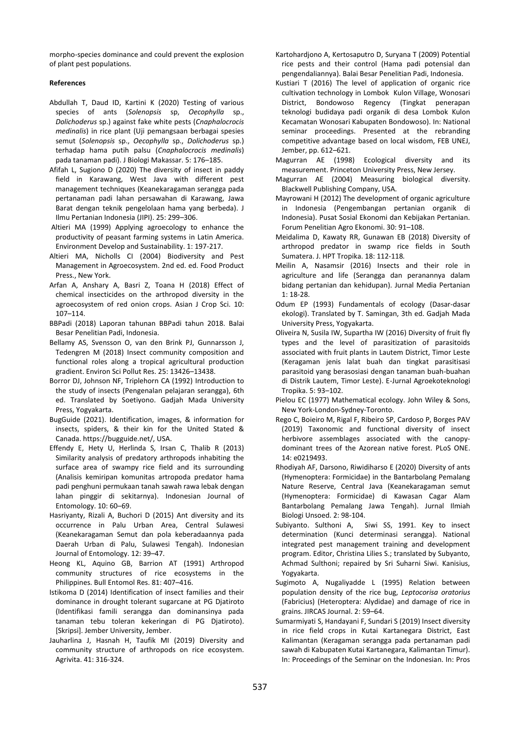morpho-species dominance and could prevent the explosion of plant pest populations.

**References**

Abdullah T, Daud ID, Kartini K (2020) Testing of various species of ants (*Solenopsis* sp, *Oecophylla* sp., *Dolichoderus* sp.) against fake white pests (*Cnaphalocrocis medinalis*) in rice plant (Uji pemangsaan berbagai spesies semut (*Solenopsis* sp., *Oecophylla* sp., *Dolichoderus* sp.) terhadap hama putih palsu (*Cnaphalocrocis medinalis*) pada tanaman padi). J Biologi Makassar. 5: 176–185.

Afifah L, Sugiono D (2020) The diversity of insect in paddy field in Karawang, West Java with different pest management techniques (Keanekaragaman serangga pada pertanaman padi lahan persawahan di Karawang, Jawa Barat dengan teknik pengelolaan hama yang berbeda). J Ilmu Pertanian Indonesia (JIPI). 25: 299–306.

Altieri MA (1999) Applying agroecology to enhance the productivity of peasant farming systems in Latin America. Environment Develop and Sustainability. 1: 197-217.

Altieri MA, Nicholls CI (2004) Biodiversity and Pest Management in Agroecosystem. 2nd ed. ed. Food Product Press., New York.

Arfan A, Anshary A, Basri Z, Toana H (2018) Effect of chemical insecticides on the arthropod diversity in the agroecosystem of red onion crops. Asian J Crop Sci. 10: 107–114.

BBPadi (2018) Laporan tahunan BBPadi tahun 2018. Balai Besar Penelitian Padi, Indonesia.

Bellamy AS, Svensson O, van den Brink PJ, Gunnarsson J, Tedengren M (2018) Insect community composition and functional roles along a tropical agricultural production gradient. Environ Sci Pollut Res. 25: 13426–13438.

Borror DJ, Johnson NF, Triplehorn CA (1992) Introduction to the study of insects (Pengenalan pelajaran serangga), 6th ed. Translated by Soetiyono. Gadjah Mada University Press, Yogyakarta.

BugGuide (2021). Identification, images, & information for insects, spiders, & their kin for the United Stated & Canada. https://bugguide.net/, USA.

Effendy E, Hety U, Herlinda S, Irsan C, Thalib R (2013) Similarity analysis of predatory arthropods inhabiting the surface area of swampy rice field and its surrounding (Analisis kemiripan komunitas artropoda predator hama padi penghuni permukaan tanah sawah rawa lebak dengan lahan pinggir di sekitarnya). Indonesian Journal of Entomology. 10: 60–69.

Hasriyanty, Rizali A, Buchori D (2015) Ant diversity and its occurrence in Palu Urban Area, Central Sulawesi (Keanekaragaman Semut dan pola keberadaannya pada Daerah Urban di Palu, Sulawesi Tengah). Indonesian Journal of Entomology. 12: 39–47.

Heong KL, Aquino GB, Barrion AT (1991) Arthropod community structures of rice ecosystems in the Philippines. Bull Entomol Res. 81: 407–416.

Istikoma D (2014) Identification of insect families and their dominance in drought tolerant sugarcane at PG Djatiroto (Identifikasi famili serangga dan dominansinya pada tanaman tebu toleran kekeringan di PG Djatiroto). [Skripsi]. Jember University, Jember.

Jauharlina J, Hasnah H, Taufik MI (2019) Diversity and community structure of arthropods on rice ecosystem. Agrivita. 41: 316-324.

Kartohardjono A, Kertosaputro D, Suryana T (2009) Potential rice pests and their control (Hama padi potensial dan pengendaliannya). Balai Besar Penelitian Padi, Indonesia.

Kustiari T (2016) The level of application of organic rice cultivation technology in Lombok Kulon Village, Wonosari District, Bondowoso Regency (Tingkat penerapan teknologi budidaya padi organik di desa Lombok Kulon Kecamatan Wonosari Kabupaten Bondowoso). In: National seminar proceedings. Presented at the rebranding competitive advantage based on local wisdom, FEB UNEJ, Jember, pp. 612–621.

Magurran AE (1998) Ecological diversity and its measurement. Princeton University Press, New Jersey.

Magurran AE (2004) Measuring biological diversity. Blackwell Publishing Company, USA.

Mayrowani H (2012) The development of organic agriculture in Indonesia (Pengembangan pertanian organik di Indonesia). Pusat Sosial Ekonomi dan Kebijakan Pertanian. Forum Penelitian Agro Ekonomi. 30: 91–108.

Meidalima D, Kawaty RR, Gunawan EB (2018) Diversity of arthropod predator in swamp rice fields in South Sumatera. J. HPT Tropika. 18: 112-118.

Meilin A, Nasamsir (2016) Insects and their role in agriculture and life (Serangga dan peranannya dalam bidang pertanian dan kehidupan). Jurnal Media Pertanian 1: 18-28.

Odum EP (1993) Fundamentals of ecology (Dasar-dasar ekologi). Translated by T. Samingan, 3th ed. Gadjah Mada University Press, Yogyakarta.

Oliveira N, Susila IW, Supartha IW (2016) Diversity of fruit fly types and the level of parasitization of parasitoids associated with fruit plants in Lautem District, Timor Leste (Keragaman jenis lalat buah dan tingkat parasitisasi parasitoid yang berasosiasi dengan tanaman buah-buahan di Distrik Lautem, Timor Leste). E-Jurnal Agroekoteknologi Tropika. 5: 93–102.

Pielou EC (1977) Mathematical ecology. John Wiley & Sons, New York-London-Sydney-Toronto.

Rego C, Boieiro M, Rigal F, Ribeiro SP, Cardoso P, Borges PAV (2019) Taxonomic and functional diversity of insect herbivore assemblages associated with the canopy-dominant trees of the Azorean native forest. PLoS ONE. 14: e0219493.

Rhodiyah AF, Darsono, Riwidiharso E (2020) Diversity of ants (Hymenoptera: Formicidae) in the Bantarbolang Pemalang Nature Reserve, Central Java (Keanekaragaman semut (Hymenoptera: Formicidae) di Kawasan Cagar Alam Bantarbolang Pemalang Jawa Tengah). Jurnal Ilmiah Biologi Unsoed. 2: 98-104.

Subiyanto. Sulthoni A, Siwi SS, 1991. Key to insect determination (Kunci determinasi serangga). National integrated pest management training and development program. Editor, Christina Lilies S.; translated by Subyanto, Achmad Sulthoni; repaired by Sri Suharni Siwi. Kanisius, Yogyakarta.

Sugimoto A, Nugaliyadde L (1995) Relation between population density of the rice bug, *Leptocorisa oratorius* (Fabricius) (Heteroptera: Alydidae) and damage of rice in grains. JIRCAS Journal. 2: 59–64.

Sumarmiyati S, Handayani F, Sundari S (2019) Insect diversity in rice field crops in Kutai Kartanegara District, East Kalimantan (Keragaman serangga pada pertanaman padi sawah di Kabupaten Kutai Kartanegara, Kalimantan Timur). In: Proceedings of the Seminar on the Indonesian. In: Pros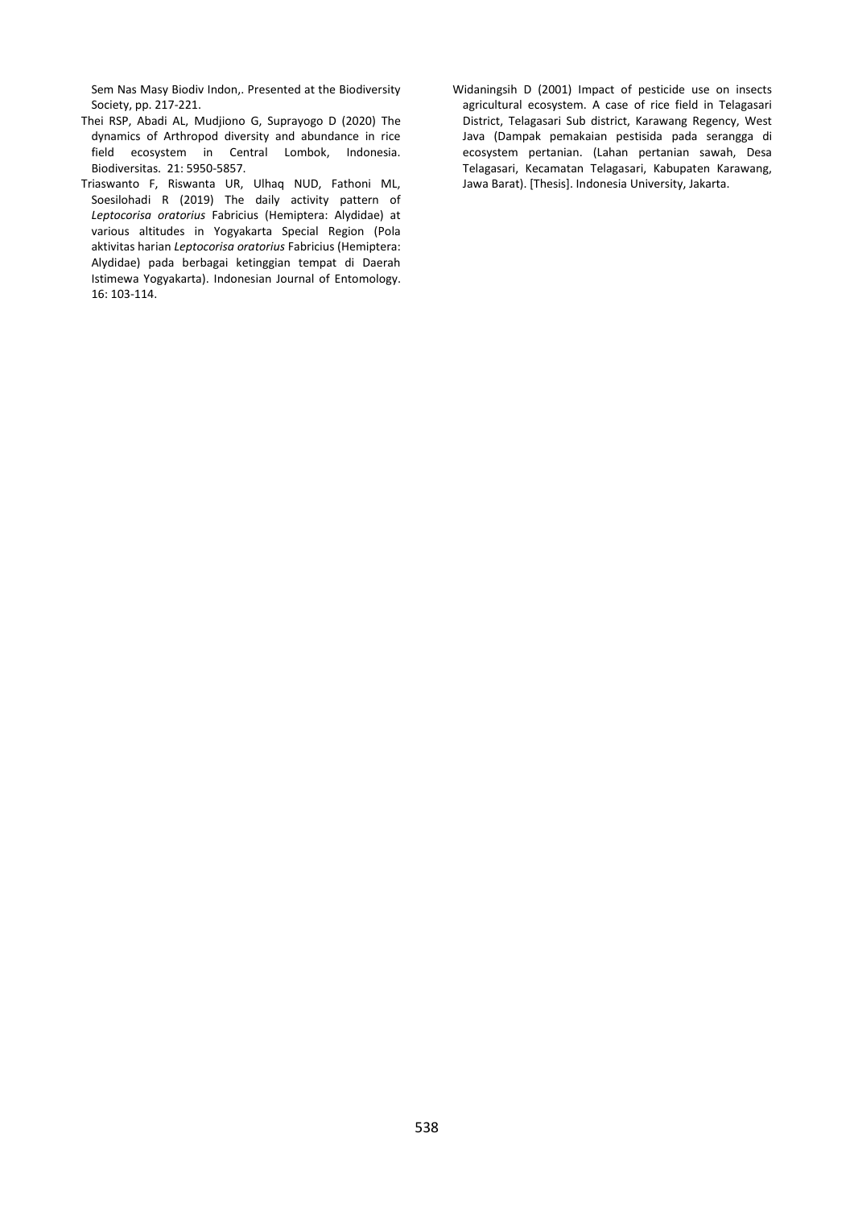Sem Nas Masy Biodiv Indon,. Presented at the Biodiversity Society, pp. 217-221.

Thei RSP, Abadi AL, Mudjiono G, Suprayogo D (2020) The dynamics of Arthropod diversity and abundance in rice field ecosystem in Central Lombok, Indonesia. Biodiversitas. 21: 5950-5857.

Triaswanto F, Riswanta UR, Ulhaq NUD, Fathoni ML, Soesilohadi R (2019) The daily activity pattern of *Leptocorisa oratorius* Fabricius (Hemiptera: Alydidae) at various altitudes in Yogyakarta Special Region (Pola aktivitas harian *Leptocorisa oratorius* Fabricius (Hemiptera: Alydidae) pada berbagai ketinggian tempat di Daerah Istimewa Yogyakarta). Indonesian Journal of Entomology. 16: 103-114.

Widaningsih D (2001) Impact of pesticide use on insects agricultural ecosystem. A case of rice field in Telagasari District, Telagasari Sub district, Karawang Regency, West Java (Dampak pemakaian pestisida pada serangga di ecosystem pertanian. (Lahan pertanian sawah, Desa Telagasari, Kecamatan Telagasari, Kabupaten Karawang, Jawa Barat). [Thesis]. Indonesia University, Jakarta.